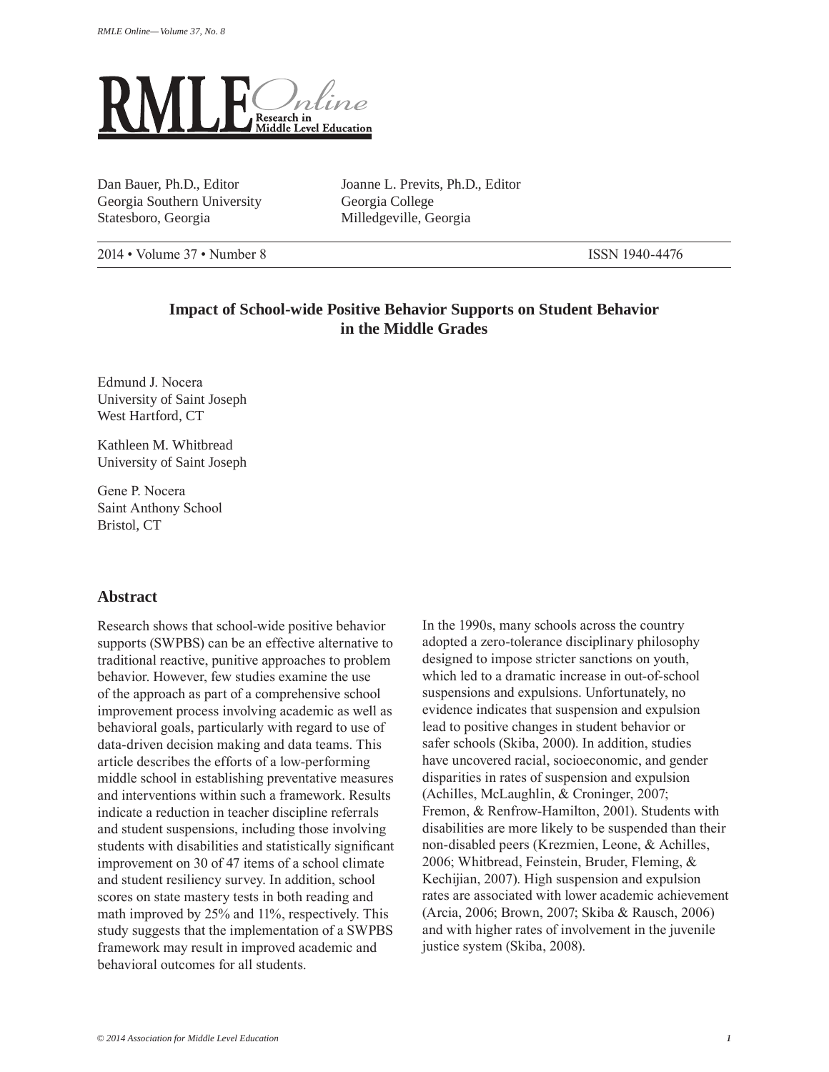# RMLE Online

Research in Middle Level Education

Dan Bauer, Ph.D., Editor
Georgia Southern University
Statesboro, Georgia

Joanne L. Previts, Ph.D., Editor
Georgia College
Milledgeville, Georgia

2014 • Volume 37 • Number 8 ISSN 1940-4476

## Impact of School-wide Positive Behavior Supports on Student Behavior in the Middle Grades

Edmund J. Nocera
University of Saint Joseph
West Hartford, CT

Kathleen M. Whitbread
University of Saint Joseph

Gene P. Nocera
Saint Anthony School
Bristol, CT

### Abstract

Research shows that school-wide positive behavior supports (SWPBS) can be an effective alternative to traditional reactive, punitive approaches to problem behavior. However, few studies examine the use of the approach as part of a comprehensive school improvement process involving academic as well as behavioral goals, particularly with regard to use of data-driven decision making and data teams. This article describes the efforts of a low-performing middle school in establishing preventative measures and interventions within such a framework. Results indicate a reduction in teacher discipline referrals and student suspensions, including those involving students with disabilities and statistically significant improvement on 30 of 47 items of a school climate and student resiliency survey. In addition, school scores on state mastery tests in both reading and math improved by 25% and 11%, respectively. This study suggests that the implementation of a SWPBS framework may result in improved academic and behavioral outcomes for all students.

In the 1990s, many schools across the country adopted a zero-tolerance disciplinary philosophy designed to impose stricter sanctions on youth, which led to a dramatic increase in out-of-school suspensions and expulsions. Unfortunately, no evidence indicates that suspension and expulsion lead to positive changes in student behavior or safer schools (Skiba, 2000). In addition, studies have uncovered racial, socioeconomic, and gender disparities in rates of suspension and expulsion (Achilles, McLaughlin, & Croninger, 2007; Fremon, & Renfrow-Hamilton, 2001). Students with disabilities are more likely to be suspended than their non-disabled peers (Krezmien, Leone, & Achilles, 2006; Whitbread, Feinstein, Bruder, Fleming, & Kechijian, 2007). High suspension and expulsion rates are associated with lower academic achievement (Arcia, 2006; Brown, 2007; Skiba & Rausch, 2006) and with higher rates of involvement in the juvenile justice system (Skiba, 2008).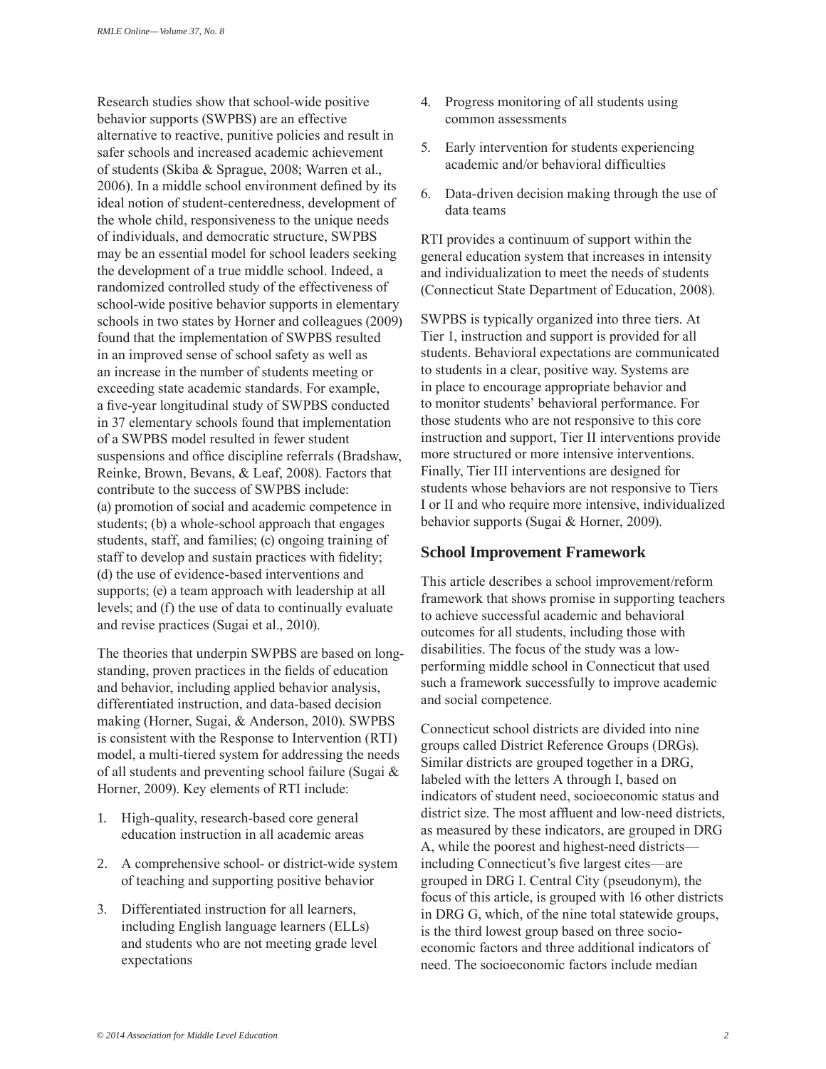Research studies show that school-wide positive behavior supports (SWPBS) are an effective alternative to reactive, punitive policies and result in safer schools and increased academic achievement of students (Skiba & Sprague, 2008; Warren et al., 2006). In a middle school environment defined by its ideal notion of student-centeredness, development of the whole child, responsiveness to the unique needs of individuals, and democratic structure, SWPBS may be an essential model for school leaders seeking the development of a true middle school. Indeed, a randomized controlled study of the effectiveness of school-wide positive behavior supports in elementary schools in two states by Horner and colleagues (2009) found that the implementation of SWPBS resulted in an improved sense of school safety as well as an increase in the number of students meeting or exceeding state academic standards. For example, a five-year longitudinal study of SWPBS conducted in 37 elementary schools found that implementation of a SWPBS model resulted in fewer student suspensions and office discipline referrals (Bradshaw, Reinke, Brown, Bevans, & Leaf, 2008). Factors that contribute to the success of SWPBS include: (a) promotion of social and academic competence in students; (b) a whole-school approach that engages students, staff, and families; (c) ongoing training of staff to develop and sustain practices with fidelity; (d) the use of evidence-based interventions and supports; (e) a team approach with leadership at all levels; and (f) the use of data to continually evaluate and revise practices (Sugai et al., 2010).

The theories that underpin SWPBS are based on long-standing, proven practices in the fields of education and behavior, including applied behavior analysis, differentiated instruction, and data-based decision making (Horner, Sugai, & Anderson, 2010). SWPBS is consistent with the Response to Intervention (RTI) model, a multi-tiered system for addressing the needs of all students and preventing school failure (Sugai & Horner, 2009). Key elements of RTI include:

1. High-quality, research-based core general education instruction in all academic areas
2. A comprehensive school- or district-wide system of teaching and supporting positive behavior
3. Differentiated instruction for all learners, including English language learners (ELLs) and students who are not meeting grade level expectations
4. Progress monitoring of all students using common assessments
5. Early intervention for students experiencing academic and/or behavioral difficulties
6. Data-driven decision making through the use of data teams

RTI provides a continuum of support within the general education system that increases in intensity and individualization to meet the needs of students (Connecticut State Department of Education, 2008).

SWPBS is typically organized into three tiers. At Tier 1, instruction and support is provided for all students. Behavioral expectations are communicated to students in a clear, positive way. Systems are in place to encourage appropriate behavior and to monitor students' behavioral performance. For those students who are not responsive to this core instruction and support, Tier II interventions provide more structured or more intensive interventions. Finally, Tier III interventions are designed for students whose behaviors are not responsive to Tiers I or II and who require more intensive, individualized behavior supports (Sugai & Horner, 2009).

## School Improvement Framework

This article describes a school improvement/reform framework that shows promise in supporting teachers to achieve successful academic and behavioral outcomes for all students, including those with disabilities. The focus of the study was a low-performing middle school in Connecticut that used such a framework successfully to improve academic and social competence.

Connecticut school districts are divided into nine groups called District Reference Groups (DRGs). Similar districts are grouped together in a DRG, labeled with the letters A through I, based on indicators of student need, socioeconomic status and district size. The most affluent and low-need districts, as measured by these indicators, are grouped in DRG A, while the poorest and highest-need districts—including Connecticut's five largest cites—are grouped in DRG I. Central City (pseudonym), the focus of this article, is grouped with 16 other districts in DRG G, which, of the nine total statewide groups, is the third lowest group based on three socio-economic factors and three additional indicators of need. The socioeconomic factors include median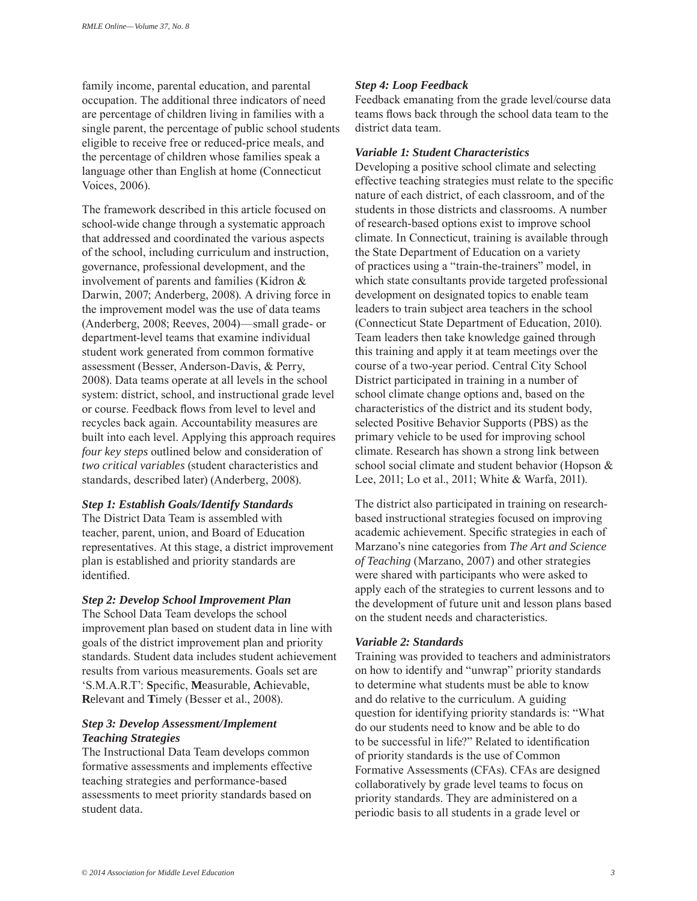family income, parental education, and parental occupation. The additional three indicators of need are percentage of children living in families with a single parent, the percentage of public school students eligible to receive free or reduced-price meals, and the percentage of children whose families speak a language other than English at home (Connecticut Voices, 2006).

The framework described in this article focused on school-wide change through a systematic approach that addressed and coordinated the various aspects of the school, including curriculum and instruction, governance, professional development, and the involvement of parents and families (Kidron & Darwin, 2007; Anderberg, 2008). A driving force in the improvement model was the use of data teams (Anderberg, 2008; Reeves, 2004)—small grade- or department-level teams that examine individual student work generated from common formative assessment (Besser, Anderson-Davis, & Perry, 2008). Data teams operate at all levels in the school system: district, school, and instructional grade level or course. Feedback flows from level to level and recycles back again. Accountability measures are built into each level. Applying this approach requires *four key steps* outlined below and consideration of *two critical variables* (student characteristics and standards, described later) (Anderberg, 2008).

***Step 1: Establish Goals/Identify Standards***

The District Data Team is assembled with teacher, parent, union, and Board of Education representatives. At this stage, a district improvement plan is established and priority standards are identified.

***Step 2: Develop School Improvement Plan***

The School Data Team develops the school improvement plan based on student data in line with goals of the district improvement plan and priority standards. Student data includes student achievement results from various measurements. Goals set are 'S.M.A.R.T': **S**pecific, **M**easurable, **A**chievable, **R**elevant and **T**imely (Besser et al., 2008).

***Step 3: Develop Assessment/Implement Teaching Strategies***

The Instructional Data Team develops common formative assessments and implements effective teaching strategies and performance-based assessments to meet priority standards based on student data.

***Step 4: Loop Feedback***

Feedback emanating from the grade level/course data teams flows back through the school data team to the district data team.

***Variable 1: Student Characteristics***

Developing a positive school climate and selecting effective teaching strategies must relate to the specific nature of each district, of each classroom, and of the students in those districts and classrooms. A number of research-based options exist to improve school climate. In Connecticut, training is available through the State Department of Education on a variety of practices using a "train-the-trainers" model, in which state consultants provide targeted professional development on designated topics to enable team leaders to train subject area teachers in the school (Connecticut State Department of Education, 2010). Team leaders then take knowledge gained through this training and apply it at team meetings over the course of a two-year period. Central City School District participated in training in a number of school climate change options and, based on the characteristics of the district and its student body, selected Positive Behavior Supports (PBS) as the primary vehicle to be used for improving school climate. Research has shown a strong link between school social climate and student behavior (Hopson & Lee, 2011; Lo et al., 2011; White & Warfa, 2011).

The district also participated in training on research-based instructional strategies focused on improving academic achievement. Specific strategies in each of Marzano's nine categories from *The Art and Science of Teaching* (Marzano, 2007) and other strategies were shared with participants who were asked to apply each of the strategies to current lessons and to the development of future unit and lesson plans based on the student needs and characteristics.

***Variable 2: Standards***

Training was provided to teachers and administrators on how to identify and "unwrap" priority standards to determine what students must be able to know and do relative to the curriculum. A guiding question for identifying priority standards is: "What do our students need to know and be able to do to be successful in life?" Related to identification of priority standards is the use of Common Formative Assessments (CFAs). CFAs are designed collaboratively by grade level teams to focus on priority standards. They are administered on a periodic basis to all students in a grade level or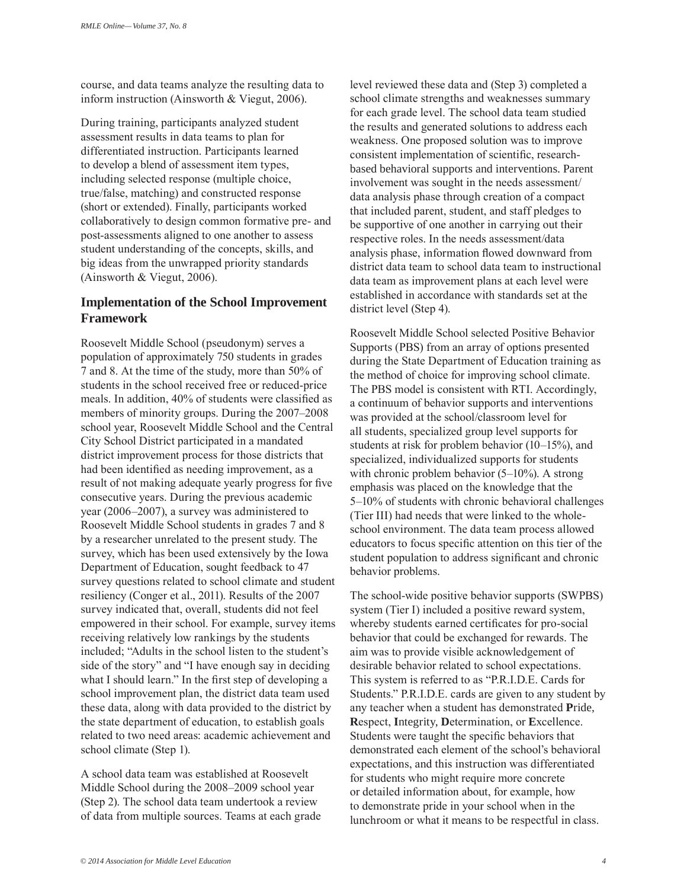course, and data teams analyze the resulting data to inform instruction (Ainsworth & Viegut, 2006).

During training, participants analyzed student assessment results in data teams to plan for differentiated instruction. Participants learned to develop a blend of assessment item types, including selected response (multiple choice, true/false, matching) and constructed response (short or extended). Finally, participants worked collaboratively to design common formative pre- and post-assessments aligned to one another to assess student understanding of the concepts, skills, and big ideas from the unwrapped priority standards (Ainsworth & Viegut, 2006).

## Implementation of the School Improvement Framework

Roosevelt Middle School (pseudonym) serves a population of approximately 750 students in grades 7 and 8. At the time of the study, more than 50% of students in the school received free or reduced-price meals. In addition, 40% of students were classified as members of minority groups. During the 2007–2008 school year, Roosevelt Middle School and the Central City School District participated in a mandated district improvement process for those districts that had been identified as needing improvement, as a result of not making adequate yearly progress for five consecutive years. During the previous academic year (2006–2007), a survey was administered to Roosevelt Middle School students in grades 7 and 8 by a researcher unrelated to the present study. The survey, which has been used extensively by the Iowa Department of Education, sought feedback to 47 survey questions related to school climate and student resiliency (Conger et al., 2011). Results of the 2007 survey indicated that, overall, students did not feel empowered in their school. For example, survey items receiving relatively low rankings by the students included; "Adults in the school listen to the student's side of the story" and "I have enough say in deciding what I should learn." In the first step of developing a school improvement plan, the district data team used these data, along with data provided to the district by the state department of education, to establish goals related to two need areas: academic achievement and school climate (Step 1).

A school data team was established at Roosevelt Middle School during the 2008–2009 school year (Step 2). The school data team undertook a review of data from multiple sources. Teams at each grade level reviewed these data and (Step 3) completed a school climate strengths and weaknesses summary for each grade level. The school data team studied the results and generated solutions to address each weakness. One proposed solution was to improve consistent implementation of scientific, research-based behavioral supports and interventions. Parent involvement was sought in the needs assessment/data analysis phase through creation of a compact that included parent, student, and staff pledges to be supportive of one another in carrying out their respective roles. In the needs assessment/data analysis phase, information flowed downward from district data team to school data team to instructional data team as improvement plans at each level were established in accordance with standards set at the district level (Step 4).

Roosevelt Middle School selected Positive Behavior Supports (PBS) from an array of options presented during the State Department of Education training as the method of choice for improving school climate. The PBS model is consistent with RTI. Accordingly, a continuum of behavior supports and interventions was provided at the school/classroom level for all students, specialized group level supports for students at risk for problem behavior (10–15%), and specialized, individualized supports for students with chronic problem behavior (5–10%). A strong emphasis was placed on the knowledge that the 5–10% of students with chronic behavioral challenges (Tier III) had needs that were linked to the whole-school environment. The data team process allowed educators to focus specific attention on this tier of the student population to address significant and chronic behavior problems.

The school-wide positive behavior supports (SWPBS) system (Tier I) included a positive reward system, whereby students earned certificates for pro-social behavior that could be exchanged for rewards. The aim was to provide visible acknowledgement of desirable behavior related to school expectations. This system is referred to as "P.R.I.D.E. Cards for Students." P.R.I.D.E. cards are given to any student by any teacher when a student has demonstrated **P**ride, **R**espect, **I**ntegrity, **D**etermination, or **E**xcellence. Students were taught the specific behaviors that demonstrated each element of the school's behavioral expectations, and this instruction was differentiated for students who might require more concrete or detailed information about, for example, how to demonstrate pride in your school when in the lunchroom or what it means to be respectful in class.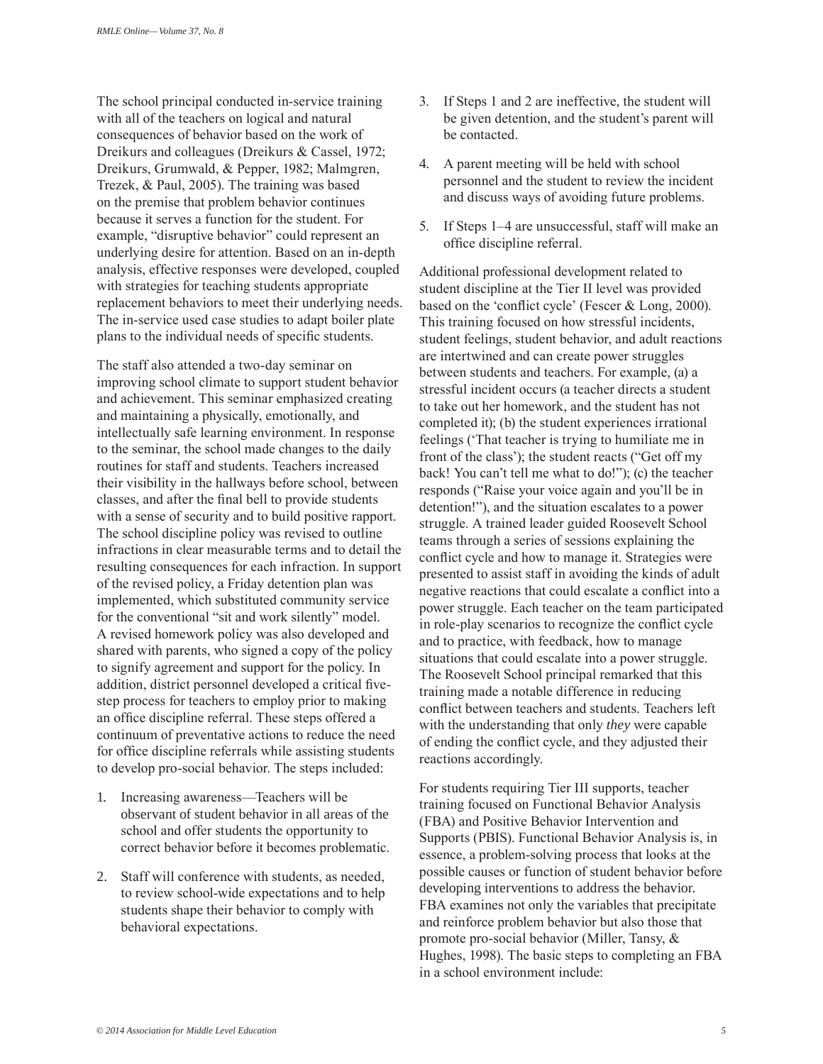The school principal conducted in-service training with all of the teachers on logical and natural consequences of behavior based on the work of Dreikurs and colleagues (Dreikurs & Cassel, 1972; Dreikurs, Grumwald, & Pepper, 1982; Malmgren, Trezek, & Paul, 2005). The training was based on the premise that problem behavior continues because it serves a function for the student. For example, "disruptive behavior" could represent an underlying desire for attention. Based on an in-depth analysis, effective responses were developed, coupled with strategies for teaching students appropriate replacement behaviors to meet their underlying needs. The in-service used case studies to adapt boiler plate plans to the individual needs of specific students.

The staff also attended a two-day seminar on improving school climate to support student behavior and achievement. This seminar emphasized creating and maintaining a physically, emotionally, and intellectually safe learning environment. In response to the seminar, the school made changes to the daily routines for staff and students. Teachers increased their visibility in the hallways before school, between classes, and after the final bell to provide students with a sense of security and to build positive rapport. The school discipline policy was revised to outline infractions in clear measurable terms and to detail the resulting consequences for each infraction. In support of the revised policy, a Friday detention plan was implemented, which substituted community service for the conventional "sit and work silently" model. A revised homework policy was also developed and shared with parents, who signed a copy of the policy to signify agreement and support for the policy. In addition, district personnel developed a critical five-step process for teachers to employ prior to making an office discipline referral. These steps offered a continuum of preventative actions to reduce the need for office discipline referrals while assisting students to develop pro-social behavior. The steps included:

1. Increasing awareness—Teachers will be observant of student behavior in all areas of the school and offer students the opportunity to correct behavior before it becomes problematic.
2. Staff will conference with students, as needed, to review school-wide expectations and to help students shape their behavior to comply with behavioral expectations.
3. If Steps 1 and 2 are ineffective, the student will be given detention, and the student's parent will be contacted.
4. A parent meeting will be held with school personnel and the student to review the incident and discuss ways of avoiding future problems.
5. If Steps 1–4 are unsuccessful, staff will make an office discipline referral.

Additional professional development related to student discipline at the Tier II level was provided based on the 'conflict cycle' (Fescer & Long, 2000). This training focused on how stressful incidents, student feelings, student behavior, and adult reactions are intertwined and can create power struggles between students and teachers. For example, (a) a stressful incident occurs (a teacher directs a student to take out her homework, and the student has not completed it); (b) the student experiences irrational feelings ('That teacher is trying to humiliate me in front of the class'); the student reacts ("Get off my back! You can't tell me what to do!"); (c) the teacher responds ("Raise your voice again and you'll be in detention!"), and the situation escalates to a power struggle. A trained leader guided Roosevelt School teams through a series of sessions explaining the conflict cycle and how to manage it. Strategies were presented to assist staff in avoiding the kinds of adult negative reactions that could escalate a conflict into a power struggle. Each teacher on the team participated in role-play scenarios to recognize the conflict cycle and to practice, with feedback, how to manage situations that could escalate into a power struggle. The Roosevelt School principal remarked that this training made a notable difference in reducing conflict between teachers and students. Teachers left with the understanding that only *they* were capable of ending the conflict cycle, and they adjusted their reactions accordingly.

For students requiring Tier III supports, teacher training focused on Functional Behavior Analysis (FBA) and Positive Behavior Intervention and Supports (PBIS). Functional Behavior Analysis is, in essence, a problem-solving process that looks at the possible causes or function of student behavior before developing interventions to address the behavior. FBA examines not only the variables that precipitate and reinforce problem behavior but also those that promote pro-social behavior (Miller, Tansy, & Hughes, 1998). The basic steps to completing an FBA in a school environment include: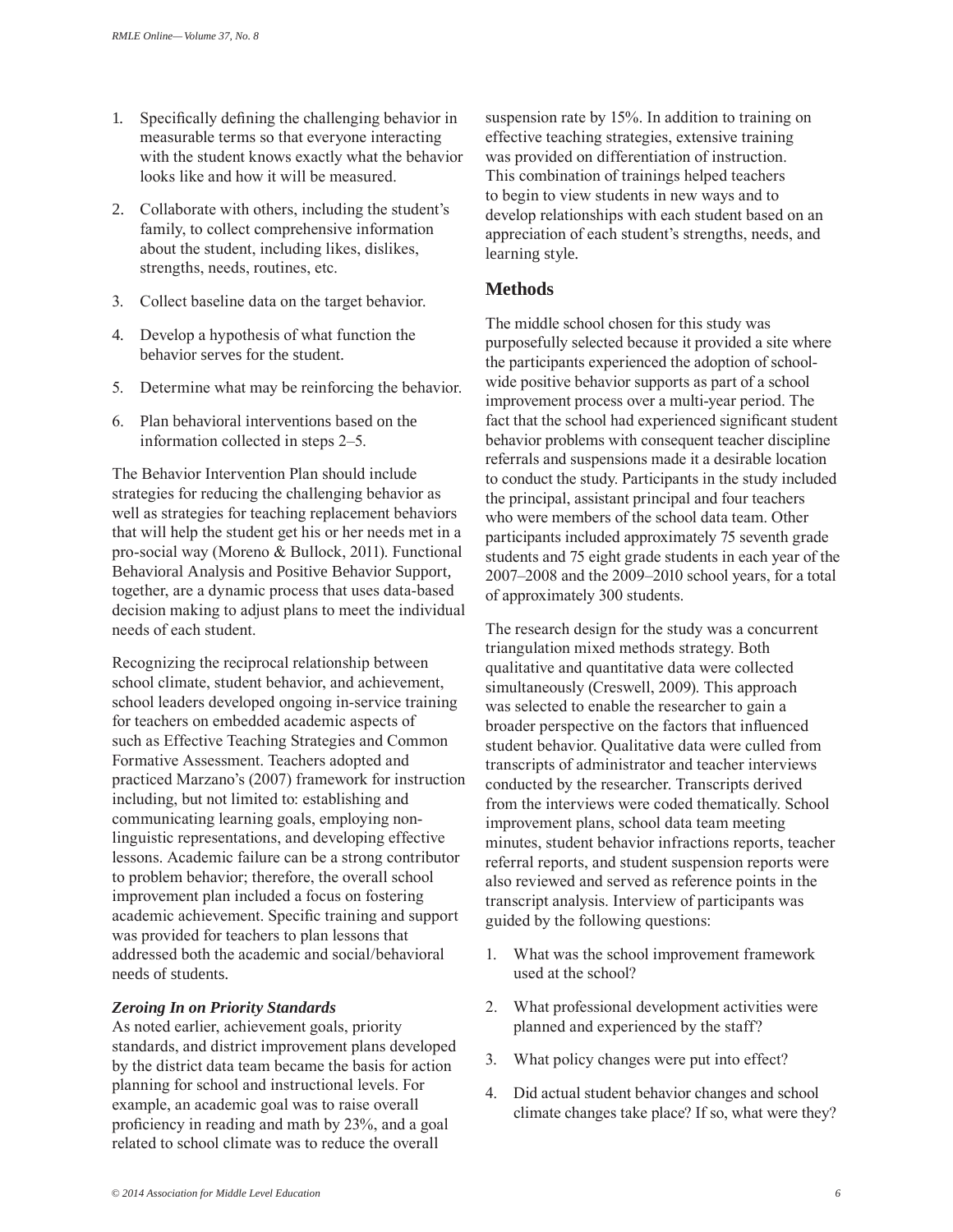1. Specifically defining the challenging behavior in measurable terms so that everyone interacting with the student knows exactly what the behavior looks like and how it will be measured.
2. Collaborate with others, including the student's family, to collect comprehensive information about the student, including likes, dislikes, strengths, needs, routines, etc.
3. Collect baseline data on the target behavior.
4. Develop a hypothesis of what function the behavior serves for the student.
5. Determine what may be reinforcing the behavior.
6. Plan behavioral interventions based on the information collected in steps 2–5.

The Behavior Intervention Plan should include strategies for reducing the challenging behavior as well as strategies for teaching replacement behaviors that will help the student get his or her needs met in a pro-social way (Moreno & Bullock, 2011). Functional Behavioral Analysis and Positive Behavior Support, together, are a dynamic process that uses data-based decision making to adjust plans to meet the individual needs of each student.

Recognizing the reciprocal relationship between school climate, student behavior, and achievement, school leaders developed ongoing in-service training for teachers on embedded academic aspects of such as Effective Teaching Strategies and Common Formative Assessment. Teachers adopted and practiced Marzano's (2007) framework for instruction including, but not limited to: establishing and communicating learning goals, employing non-linguistic representations, and developing effective lessons. Academic failure can be a strong contributor to problem behavior; therefore, the overall school improvement plan included a focus on fostering academic achievement. Specific training and support was provided for teachers to plan lessons that addressed both the academic and social/behavioral needs of students.

### *Zeroing In on Priority Standards*

As noted earlier, achievement goals, priority standards, and district improvement plans developed by the district data team became the basis for action planning for school and instructional levels. For example, an academic goal was to raise overall proficiency in reading and math by 23%, and a goal related to school climate was to reduce the overall suspension rate by 15%. In addition to training on effective teaching strategies, extensive training was provided on differentiation of instruction. This combination of trainings helped teachers to begin to view students in new ways and to develop relationships with each student based on an appreciation of each student's strengths, needs, and learning style.

## Methods

The middle school chosen for this study was purposefully selected because it provided a site where the participants experienced the adoption of school-wide positive behavior supports as part of a school improvement process over a multi-year period. The fact that the school had experienced significant student behavior problems with consequent teacher discipline referrals and suspensions made it a desirable location to conduct the study. Participants in the study included the principal, assistant principal and four teachers who were members of the school data team. Other participants included approximately 75 seventh grade students and 75 eight grade students in each year of the 2007–2008 and the 2009–2010 school years, for a total of approximately 300 students.

The research design for the study was a concurrent triangulation mixed methods strategy. Both qualitative and quantitative data were collected simultaneously (Creswell, 2009). This approach was selected to enable the researcher to gain a broader perspective on the factors that influenced student behavior. Qualitative data were culled from transcripts of administrator and teacher interviews conducted by the researcher. Transcripts derived from the interviews were coded thematically. School improvement plans, school data team meeting minutes, student behavior infractions reports, teacher referral reports, and student suspension reports were also reviewed and served as reference points in the transcript analysis. Interview of participants was guided by the following questions:

1. What was the school improvement framework used at the school?
2. What professional development activities were planned and experienced by the staff?
3. What policy changes were put into effect?
4. Did actual student behavior changes and school climate changes take place? If so, what were they?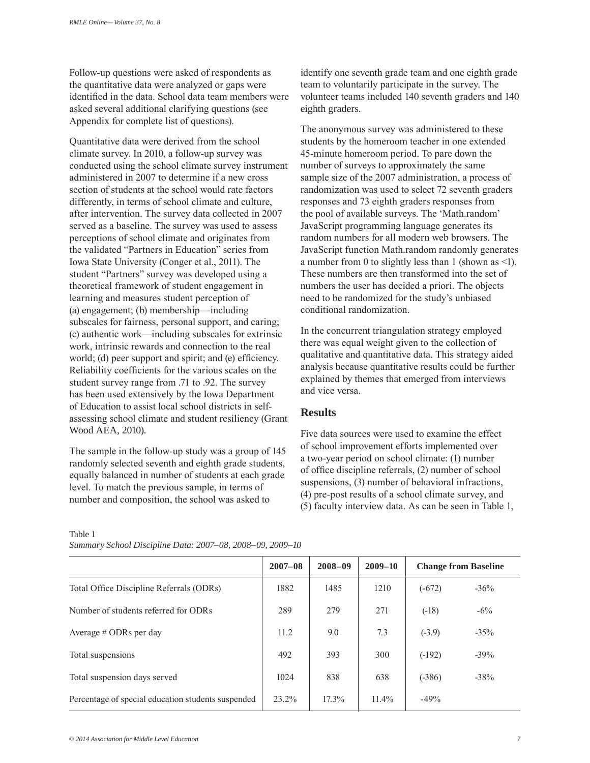Follow-up questions were asked of respondents as the quantitative data were analyzed or gaps were identified in the data. School data team members were asked several additional clarifying questions (see Appendix for complete list of questions).

Quantitative data were derived from the school climate survey. In 2010, a follow-up survey was conducted using the school climate survey instrument administered in 2007 to determine if a new cross section of students at the school would rate factors differently, in terms of school climate and culture, after intervention. The survey data collected in 2007 served as a baseline. The survey was used to assess perceptions of school climate and originates from the validated "Partners in Education" series from Iowa State University (Conger et al., 2011). The student "Partners" survey was developed using a theoretical framework of student engagement in learning and measures student perception of (a) engagement; (b) membership—including subscales for fairness, personal support, and caring; (c) authentic work—including subscales for extrinsic work, intrinsic rewards and connection to the real world; (d) peer support and spirit; and (e) efficiency. Reliability coefficients for the various scales on the student survey range from .71 to .92. The survey has been used extensively by the Iowa Department of Education to assist local school districts in self-assessing school climate and student resiliency (Grant Wood AEA, 2010).

The sample in the follow-up study was a group of 145 randomly selected seventh and eighth grade students, equally balanced in number of students at each grade level. To match the previous sample, in terms of number and composition, the school was asked to identify one seventh grade team and one eighth grade team to voluntarily participate in the survey. The volunteer teams included 140 seventh graders and 140 eighth graders.

The anonymous survey was administered to these students by the homeroom teacher in one extended 45-minute homeroom period. To pare down the number of surveys to approximately the same sample size of the 2007 administration, a process of randomization was used to select 72 seventh graders responses and 73 eighth graders responses from the pool of available surveys. The 'Math.random' JavaScript programming language generates its random numbers for all modern web browsers. The JavaScript function Math.random randomly generates a number from 0 to slightly less than 1 (shown as <1). These numbers are then transformed into the set of numbers the user has decided a priori. The objects need to be randomized for the study's unbiased conditional randomization.

In the concurrent triangulation strategy employed there was equal weight given to the collection of qualitative and quantitative data. This strategy aided analysis because quantitative results could be further explained by themes that emerged from interviews and vice versa.

## Results

Five data sources were used to examine the effect of school improvement efforts implemented over a two-year period on school climate: (1) number of office discipline referrals, (2) number of school suspensions, (3) number of behavioral infractions, (4) pre-post results of a school climate survey, and (5) faculty interview data. As can be seen in Table 1,

Table 1
*Summary School Discipline Data: 2007–08, 2008–09, 2009–10*

| | 2007–08 | 2008–09 | 2009–10 | Change from Baseline | |
|---|---|---|---|---|---|
| Total Office Discipline Referrals (ODRs) | 1882 | 1485 | 1210 | (-672) | -36% |
| Number of students referred for ODRs | 289 | 279 | 271 | (-18) | -6% |
| Average # ODRs per day | 11.2 | 9.0 | 7.3 | (-3.9) | -35% |
| Total suspensions | 492 | 393 | 300 | (-192) | -39% |
| Total suspension days served | 1024 | 838 | 638 | (-386) | -38% |
| Percentage of special education students suspended | 23.2% | 17.3% | 11.4% | -49% | |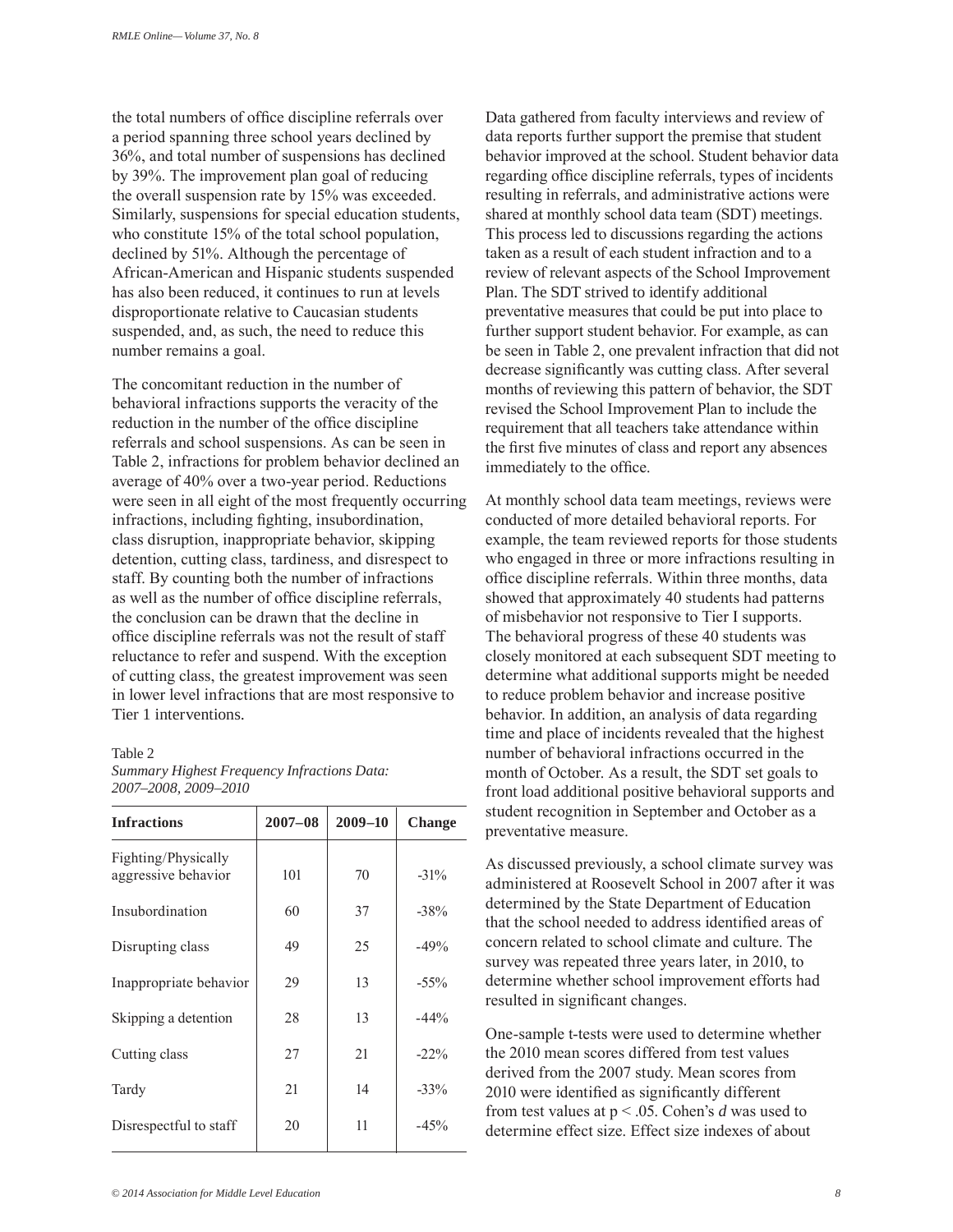the total numbers of office discipline referrals over a period spanning three school years declined by 36%, and total number of suspensions has declined by 39%. The improvement plan goal of reducing the overall suspension rate by 15% was exceeded. Similarly, suspensions for special education students, who constitute 15% of the total school population, declined by 51%. Although the percentage of African-American and Hispanic students suspended has also been reduced, it continues to run at levels disproportionate relative to Caucasian students suspended, and, as such, the need to reduce this number remains a goal.

The concomitant reduction in the number of behavioral infractions supports the veracity of the reduction in the number of the office discipline referrals and school suspensions. As can be seen in Table 2, infractions for problem behavior declined an average of 40% over a two-year period. Reductions were seen in all eight of the most frequently occurring infractions, including fighting, insubordination, class disruption, inappropriate behavior, skipping detention, cutting class, tardiness, and disrespect to staff. By counting both the number of infractions as well as the number of office discipline referrals, the conclusion can be drawn that the decline in office discipline referrals was not the result of staff reluctance to refer and suspend. With the exception of cutting class, the greatest improvement was seen in lower level infractions that are most responsive to Tier 1 interventions.

Table 2
*Summary Highest Frequency Infractions Data: 2007–2008, 2009–2010*

| Infractions | 2007–08 | 2009–10 | Change |
|---|---|---|---|
| Fighting/Physically aggressive behavior | 101 | 70 | -31% |
| Insubordination | 60 | 37 | -38% |
| Disrupting class | 49 | 25 | -49% |
| Inappropriate behavior | 29 | 13 | -55% |
| Skipping a detention | 28 | 13 | -44% |
| Cutting class | 27 | 21 | -22% |
| Tardy | 21 | 14 | -33% |
| Disrespectful to staff | 20 | 11 | -45% |

Data gathered from faculty interviews and review of data reports further support the premise that student behavior improved at the school. Student behavior data regarding office discipline referrals, types of incidents resulting in referrals, and administrative actions were shared at monthly school data team (SDT) meetings. This process led to discussions regarding the actions taken as a result of each student infraction and to a review of relevant aspects of the School Improvement Plan. The SDT strived to identify additional preventative measures that could be put into place to further support student behavior. For example, as can be seen in Table 2, one prevalent infraction that did not decrease significantly was cutting class. After several months of reviewing this pattern of behavior, the SDT revised the School Improvement Plan to include the requirement that all teachers take attendance within the first five minutes of class and report any absences immediately to the office.

At monthly school data team meetings, reviews were conducted of more detailed behavioral reports. For example, the team reviewed reports for those students who engaged in three or more infractions resulting in office discipline referrals. Within three months, data showed that approximately 40 students had patterns of misbehavior not responsive to Tier I supports. The behavioral progress of these 40 students was closely monitored at each subsequent SDT meeting to determine what additional supports might be needed to reduce problem behavior and increase positive behavior. In addition, an analysis of data regarding time and place of incidents revealed that the highest number of behavioral infractions occurred in the month of October. As a result, the SDT set goals to front load additional positive behavioral supports and student recognition in September and October as a preventative measure.

As discussed previously, a school climate survey was administered at Roosevelt School in 2007 after it was determined by the State Department of Education that the school needed to address identified areas of concern related to school climate and culture. The survey was repeated three years later, in 2010, to determine whether school improvement efforts had resulted in significant changes.

One-sample t-tests were used to determine whether the 2010 mean scores differed from test values derived from the 2007 study. Mean scores from 2010 were identified as significantly different from test values at $p < .05$. Cohen's $d$ was used to determine effect size. Effect size indexes of about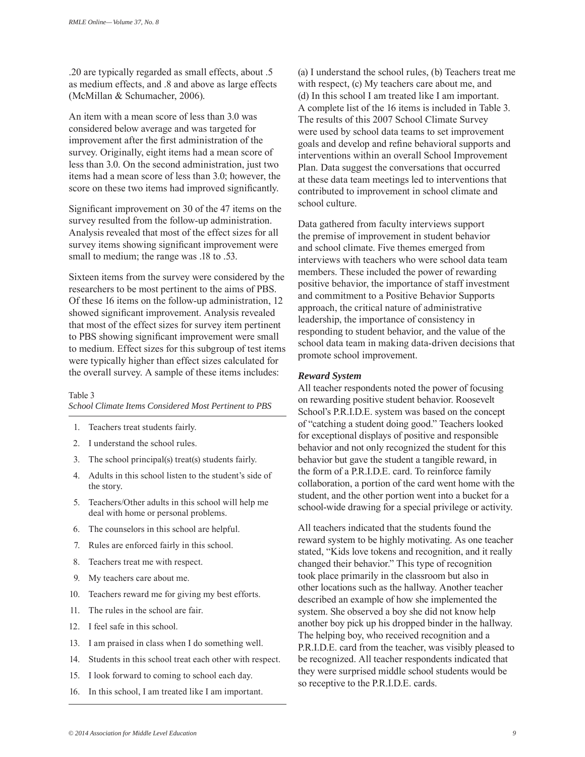.20 are typically regarded as small effects, about .5 as medium effects, and .8 and above as large effects (McMillan & Schumacher, 2006).

An item with a mean score of less than 3.0 was considered below average and was targeted for improvement after the first administration of the survey. Originally, eight items had a mean score of less than 3.0. On the second administration, just two items had a mean score of less than 3.0; however, the score on these two items had improved significantly.

Significant improvement on 30 of the 47 items on the survey resulted from the follow-up administration. Analysis revealed that most of the effect sizes for all survey items showing significant improvement were small to medium; the range was .18 to .53.

Sixteen items from the survey were considered by the researchers to be most pertinent to the aims of PBS. Of these 16 items on the follow-up administration, 12 showed significant improvement. Analysis revealed that most of the effect sizes for survey item pertinent to PBS showing significant improvement were small to medium. Effect sizes for this subgroup of test items were typically higher than effect sizes calculated for the overall survey. A sample of these items includes:

Table 3
*School Climate Items Considered Most Pertinent to PBS*

1. Teachers treat students fairly.
2. I understand the school rules.
3. The school principal(s) treat(s) students fairly.
4. Adults in this school listen to the student's side of the story.
5. Teachers/Other adults in this school will help me deal with home or personal problems.
6. The counselors in this school are helpful.
7. Rules are enforced fairly in this school.
8. Teachers treat me with respect.
9. My teachers care about me.
10. Teachers reward me for giving my best efforts.
11. The rules in the school are fair.
12. I feel safe in this school.
13. I am praised in class when I do something well.
14. Students in this school treat each other with respect.
15. I look forward to coming to school each day.
16. In this school, I am treated like I am important.

(a) I understand the school rules, (b) Teachers treat me with respect, (c) My teachers care about me, and (d) In this school I am treated like I am important. A complete list of the 16 items is included in Table 3. The results of this 2007 School Climate Survey were used by school data teams to set improvement goals and develop and refine behavioral supports and interventions within an overall School Improvement Plan. Data suggest the conversations that occurred at these data team meetings led to interventions that contributed to improvement in school climate and school culture.

Data gathered from faculty interviews support the premise of improvement in student behavior and school climate. Five themes emerged from interviews with teachers who were school data team members. These included the power of rewarding positive behavior, the importance of staff investment and commitment to a Positive Behavior Supports approach, the critical nature of administrative leadership, the importance of consistency in responding to student behavior, and the value of the school data team in making data-driven decisions that promote school improvement.

***Reward System***

All teacher respondents noted the power of focusing on rewarding positive student behavior. Roosevelt School's P.R.I.D.E. system was based on the concept of "catching a student doing good." Teachers looked for exceptional displays of positive and responsible behavior and not only recognized the student for this behavior but gave the student a tangible reward, in the form of a P.R.I.D.E. card. To reinforce family collaboration, a portion of the card went home with the student, and the other portion went into a bucket for a school-wide drawing for a special privilege or activity.

All teachers indicated that the students found the reward system to be highly motivating. As one teacher stated, "Kids love tokens and recognition, and it really changed their behavior." This type of recognition took place primarily in the classroom but also in other locations such as the hallway. Another teacher described an example of how she implemented the system. She observed a boy she did not know help another boy pick up his dropped binder in the hallway. The helping boy, who received recognition and a P.R.I.D.E. card from the teacher, was visibly pleased to be recognized. All teacher respondents indicated that they were surprised middle school students would be so receptive to the P.R.I.D.E. cards.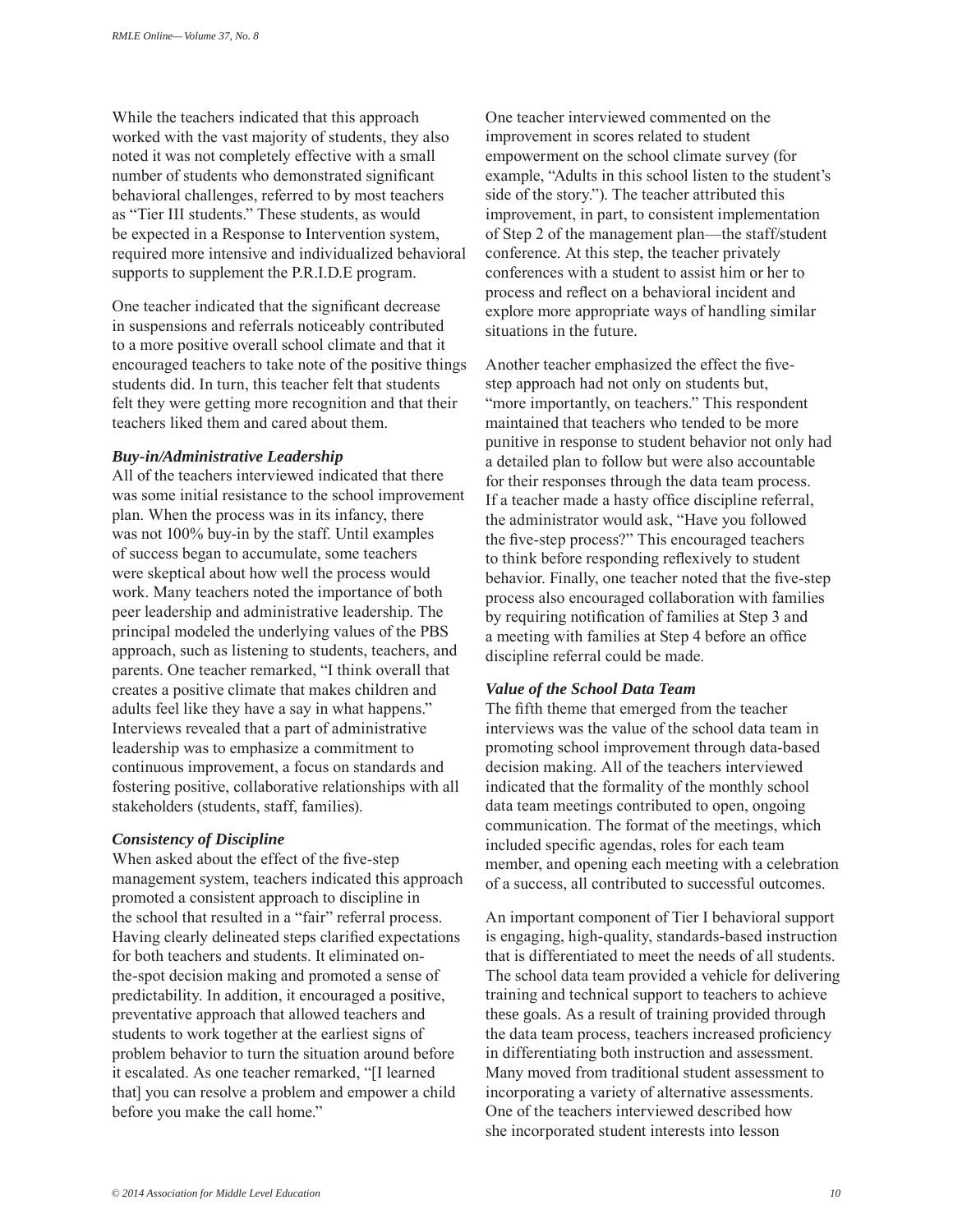While the teachers indicated that this approach worked with the vast majority of students, they also noted it was not completely effective with a small number of students who demonstrated significant behavioral challenges, referred to by most teachers as "Tier III students." These students, as would be expected in a Response to Intervention system, required more intensive and individualized behavioral supports to supplement the P.R.I.D.E program.

One teacher indicated that the significant decrease in suspensions and referrals noticeably contributed to a more positive overall school climate and that it encouraged teachers to take note of the positive things students did. In turn, this teacher felt that students felt they were getting more recognition and that their teachers liked them and cared about them.

### *Buy-in/Administrative Leadership*

All of the teachers interviewed indicated that there was some initial resistance to the school improvement plan. When the process was in its infancy, there was not 100% buy-in by the staff. Until examples of success began to accumulate, some teachers were skeptical about how well the process would work. Many teachers noted the importance of both peer leadership and administrative leadership. The principal modeled the underlying values of the PBS approach, such as listening to students, teachers, and parents. One teacher remarked, "I think overall that creates a positive climate that makes children and adults feel like they have a say in what happens." Interviews revealed that a part of administrative leadership was to emphasize a commitment to continuous improvement, a focus on standards and fostering positive, collaborative relationships with all stakeholders (students, staff, families).

### *Consistency of Discipline*

When asked about the effect of the five-step management system, teachers indicated this approach promoted a consistent approach to discipline in the school that resulted in a "fair" referral process. Having clearly delineated steps clarified expectations for both teachers and students. It eliminated on-the-spot decision making and promoted a sense of predictability. In addition, it encouraged a positive, preventative approach that allowed teachers and students to work together at the earliest signs of problem behavior to turn the situation around before it escalated. As one teacher remarked, "[I learned that] you can resolve a problem and empower a child before you make the call home."

One teacher interviewed commented on the improvement in scores related to student empowerment on the school climate survey (for example, "Adults in this school listen to the student's side of the story."). The teacher attributed this improvement, in part, to consistent implementation of Step 2 of the management plan—the staff/student conference. At this step, the teacher privately conferences with a student to assist him or her to process and reflect on a behavioral incident and explore more appropriate ways of handling similar situations in the future.

Another teacher emphasized the effect the five-step approach had not only on students but, "more importantly, on teachers." This respondent maintained that teachers who tended to be more punitive in response to student behavior not only had a detailed plan to follow but were also accountable for their responses through the data team process. If a teacher made a hasty office discipline referral, the administrator would ask, "Have you followed the five-step process?" This encouraged teachers to think before responding reflexively to student behavior. Finally, one teacher noted that the five-step process also encouraged collaboration with families by requiring notification of families at Step 3 and a meeting with families at Step 4 before an office discipline referral could be made.

### *Value of the School Data Team*

The fifth theme that emerged from the teacher interviews was the value of the school data team in promoting school improvement through data-based decision making. All of the teachers interviewed indicated that the formality of the monthly school data team meetings contributed to open, ongoing communication. The format of the meetings, which included specific agendas, roles for each team member, and opening each meeting with a celebration of a success, all contributed to successful outcomes.

An important component of Tier I behavioral support is engaging, high-quality, standards-based instruction that is differentiated to meet the needs of all students. The school data team provided a vehicle for delivering training and technical support to teachers to achieve these goals. As a result of training provided through the data team process, teachers increased proficiency in differentiating both instruction and assessment. Many moved from traditional student assessment to incorporating a variety of alternative assessments. One of the teachers interviewed described how she incorporated student interests into lesson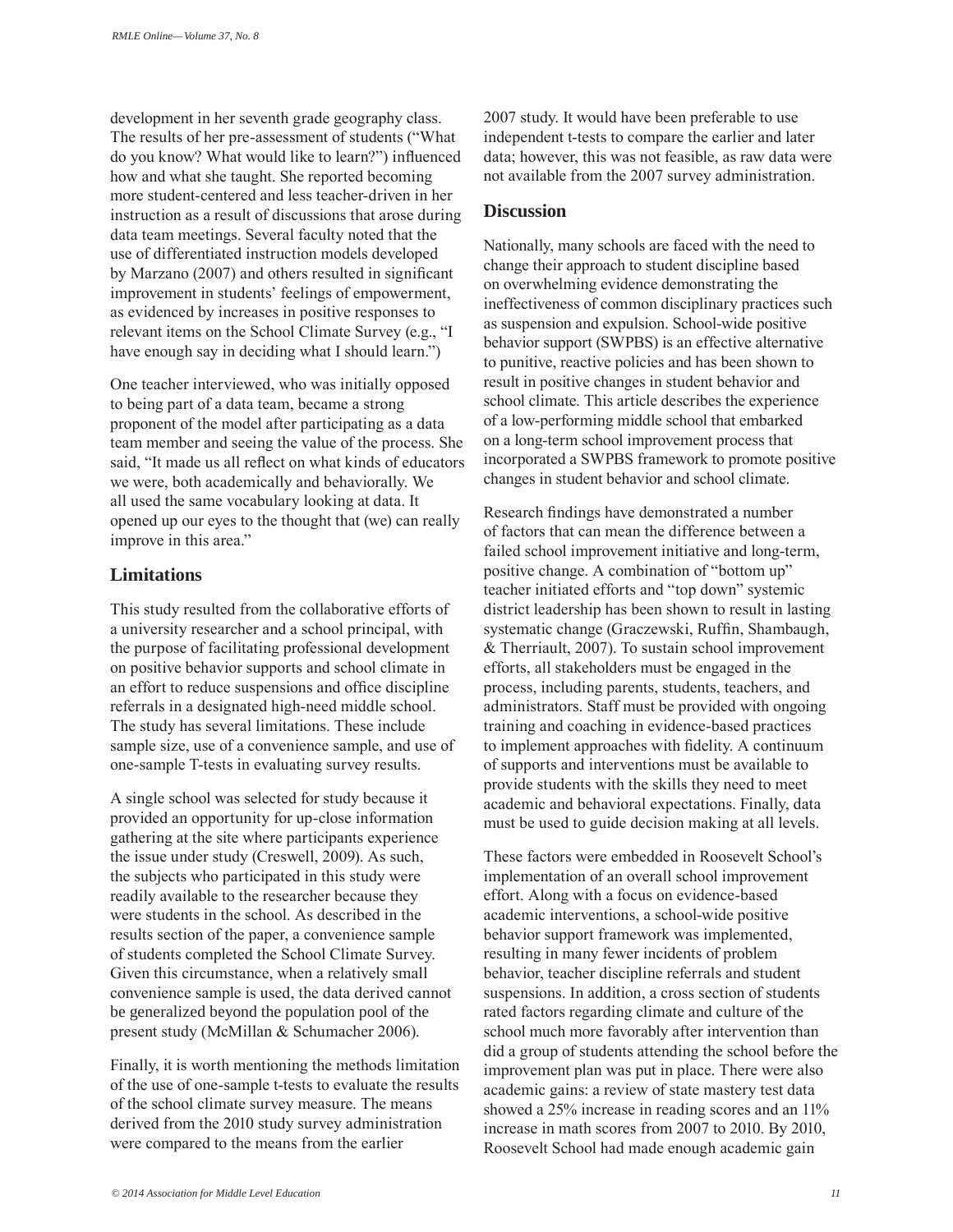development in her seventh grade geography class. The results of her pre-assessment of students ("What do you know? What would like to learn?") influenced how and what she taught. She reported becoming more student-centered and less teacher-driven in her instruction as a result of discussions that arose during data team meetings. Several faculty noted that the use of differentiated instruction models developed by Marzano (2007) and others resulted in significant improvement in students' feelings of empowerment, as evidenced by increases in positive responses to relevant items on the School Climate Survey (e.g., "I have enough say in deciding what I should learn.")

One teacher interviewed, who was initially opposed to being part of a data team, became a strong proponent of the model after participating as a data team member and seeing the value of the process. She said, "It made us all reflect on what kinds of educators we were, both academically and behaviorally. We all used the same vocabulary looking at data. It opened up our eyes to the thought that (we) can really improve in this area."

## Limitations

This study resulted from the collaborative efforts of a university researcher and a school principal, with the purpose of facilitating professional development on positive behavior supports and school climate in an effort to reduce suspensions and office discipline referrals in a designated high-need middle school. The study has several limitations. These include sample size, use of a convenience sample, and use of one-sample T-tests in evaluating survey results.

A single school was selected for study because it provided an opportunity for up-close information gathering at the site where participants experience the issue under study (Creswell, 2009). As such, the subjects who participated in this study were readily available to the researcher because they were students in the school. As described in the results section of the paper, a convenience sample of students completed the School Climate Survey. Given this circumstance, when a relatively small convenience sample is used, the data derived cannot be generalized beyond the population pool of the present study (McMillan & Schumacher 2006).

Finally, it is worth mentioning the methods limitation of the use of one-sample t-tests to evaluate the results of the school climate survey measure. The means derived from the 2010 study survey administration were compared to the means from the earlier 2007 study. It would have been preferable to use independent t-tests to compare the earlier and later data; however, this was not feasible, as raw data were not available from the 2007 survey administration.

## Discussion

Nationally, many schools are faced with the need to change their approach to student discipline based on overwhelming evidence demonstrating the ineffectiveness of common disciplinary practices such as suspension and expulsion. School-wide positive behavior support (SWPBS) is an effective alternative to punitive, reactive policies and has been shown to result in positive changes in student behavior and school climate. This article describes the experience of a low-performing middle school that embarked on a long-term school improvement process that incorporated a SWPBS framework to promote positive changes in student behavior and school climate.

Research findings have demonstrated a number of factors that can mean the difference between a failed school improvement initiative and long-term, positive change. A combination of "bottom up" teacher initiated efforts and "top down" systemic district leadership has been shown to result in lasting systematic change (Graczewski, Ruffin, Shambaugh, & Therriault, 2007). To sustain school improvement efforts, all stakeholders must be engaged in the process, including parents, students, teachers, and administrators. Staff must be provided with ongoing training and coaching in evidence-based practices to implement approaches with fidelity. A continuum of supports and interventions must be available to provide students with the skills they need to meet academic and behavioral expectations. Finally, data must be used to guide decision making at all levels.

These factors were embedded in Roosevelt School's implementation of an overall school improvement effort. Along with a focus on evidence-based academic interventions, a school-wide positive behavior support framework was implemented, resulting in many fewer incidents of problem behavior, teacher discipline referrals and student suspensions. In addition, a cross section of students rated factors regarding climate and culture of the school much more favorably after intervention than did a group of students attending the school before the improvement plan was put in place. There were also academic gains: a review of state mastery test data showed a 25% increase in reading scores and an 11% increase in math scores from 2007 to 2010. By 2010, Roosevelt School had made enough academic gain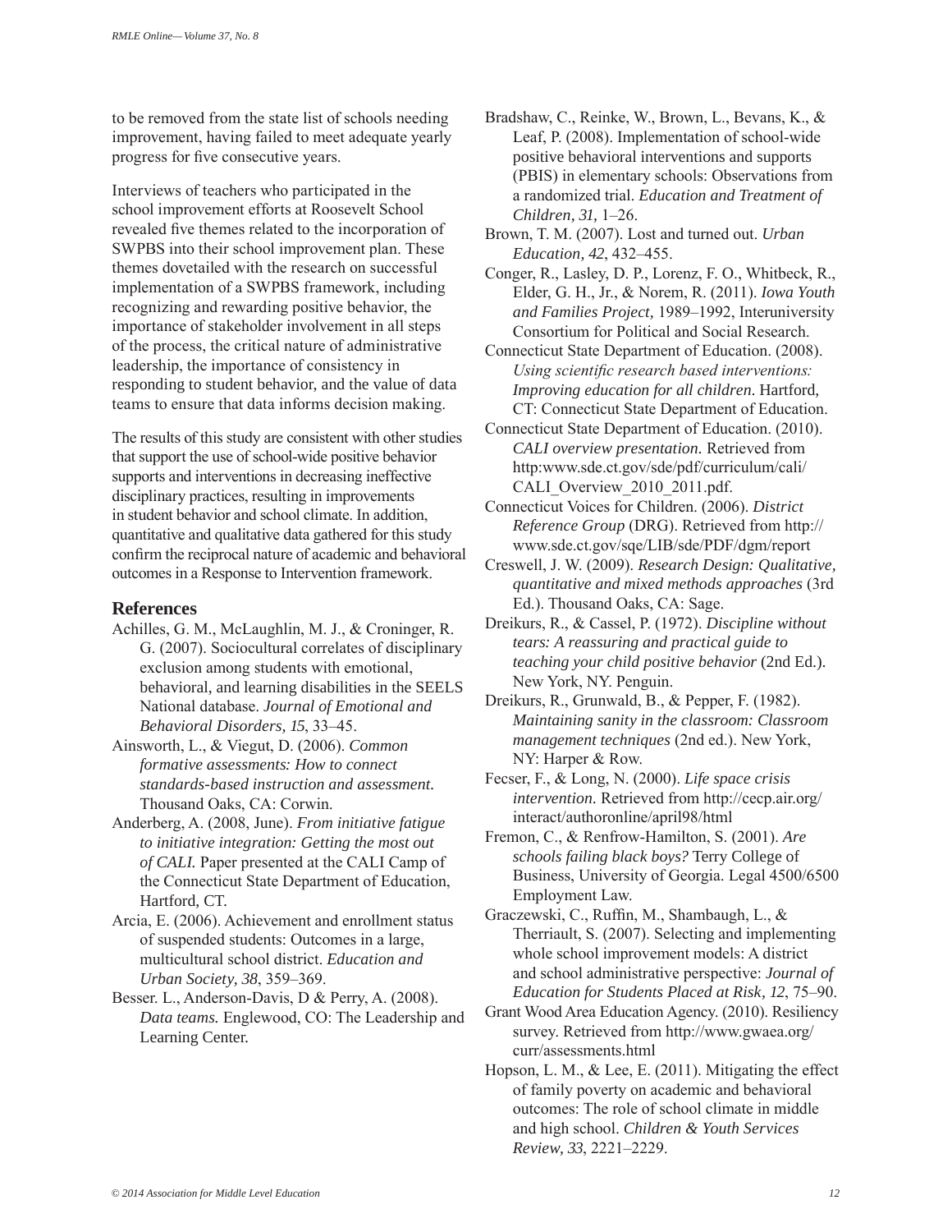to be removed from the state list of schools needing improvement, having failed to meet adequate yearly progress for five consecutive years.

Interviews of teachers who participated in the school improvement efforts at Roosevelt School revealed five themes related to the incorporation of SWPBS into their school improvement plan. These themes dovetailed with the research on successful implementation of a SWPBS framework, including recognizing and rewarding positive behavior, the importance of stakeholder involvement in all steps of the process, the critical nature of administrative leadership, the importance of consistency in responding to student behavior, and the value of data teams to ensure that data informs decision making.

The results of this study are consistent with other studies that support the use of school-wide positive behavior supports and interventions in decreasing ineffective disciplinary practices, resulting in improvements in student behavior and school climate. In addition, quantitative and qualitative data gathered for this study confirm the reciprocal nature of academic and behavioral outcomes in a Response to Intervention framework.

## References

Achilles, G. M., McLaughlin, M. J., & Croninger, R. G. (2007). Sociocultural correlates of disciplinary exclusion among students with emotional, behavioral, and learning disabilities in the SEELS National database. *Journal of Emotional and Behavioral Disorders, 15*, 33–45.

Ainsworth, L., & Viegut, D. (2006). *Common formative assessments: How to connect standards-based instruction and assessment*. Thousand Oaks, CA: Corwin.

Anderberg, A. (2008, June). *From initiative fatigue to initiative integration: Getting the most out of CALI.* Paper presented at the CALI Camp of the Connecticut State Department of Education, Hartford, CT.

Arcia, E. (2006). Achievement and enrollment status of suspended students: Outcomes in a large, multicultural school district. *Education and Urban Society, 38*, 359–369.

Besser. L., Anderson-Davis, D & Perry, A. (2008). *Data teams.* Englewood, CO: The Leadership and Learning Center.

Bradshaw, C., Reinke, W., Brown, L., Bevans, K., & Leaf, P. (2008). Implementation of school-wide positive behavioral interventions and supports (PBIS) in elementary schools: Observations from a randomized trial. *Education and Treatment of Children, 31,* 1–26.

Brown, T. M. (2007). Lost and turned out. *Urban Education, 42*, 432–455.

Conger, R., Lasley, D. P., Lorenz, F. O., Whitbeck, R., Elder, G. H., Jr., & Norem, R. (2011). *Iowa Youth and Families Project*, 1989–1992, Interuniversity Consortium for Political and Social Research.

Connecticut State Department of Education. (2008). *Using scientific research based interventions: Improving education for all children.* Hartford, CT: Connecticut State Department of Education.

Connecticut State Department of Education. (2010). *CALI overview presentation.* Retrieved from http:www.sde.ct.gov/sde/pdf/curriculum/cali/CALI_Overview_2010_2011.pdf.

Connecticut Voices for Children. (2006). *District Reference Group* (DRG). Retrieved from http://www.sde.ct.gov/sqe/LIB/sde/PDF/dgm/report

Creswell, J. W. (2009). *Research Design: Qualitative, quantitative and mixed methods approaches* (3rd Ed.). Thousand Oaks, CA: Sage.

Dreikurs, R., & Cassel, P. (1972). *Discipline without tears: A reassuring and practical guide to teaching your child positive behavior* (2nd Ed.). New York, NY. Penguin.

Dreikurs, R., Grunwald, B., & Pepper, F. (1982). *Maintaining sanity in the classroom: Classroom management techniques* (2nd ed.). New York, NY: Harper & Row.

Fecser, F., & Long, N. (2000). *Life space crisis intervention*. Retrieved from http://cecp.air.org/interact/authoronline/april98/html

Fremon, C., & Renfrow-Hamilton, S. (2001). *Are schools failing black boys?* Terry College of Business, University of Georgia. Legal 4500/6500 Employment Law.

Graczewski, C., Ruffin, M., Shambaugh, L., & Therriault, S. (2007). Selecting and implementing whole school improvement models: A district and school administrative perspective: *Journal of Education for Students Placed at Risk, 12*, 75–90.

Grant Wood Area Education Agency. (2010). Resiliency survey. Retrieved from http://www.gwaea.org/curr/assessments.html

Hopson, L. M., & Lee, E. (2011). Mitigating the effect of family poverty on academic and behavioral outcomes: The role of school climate in middle and high school. *Children & Youth Services Review, 33*, 2221–2229.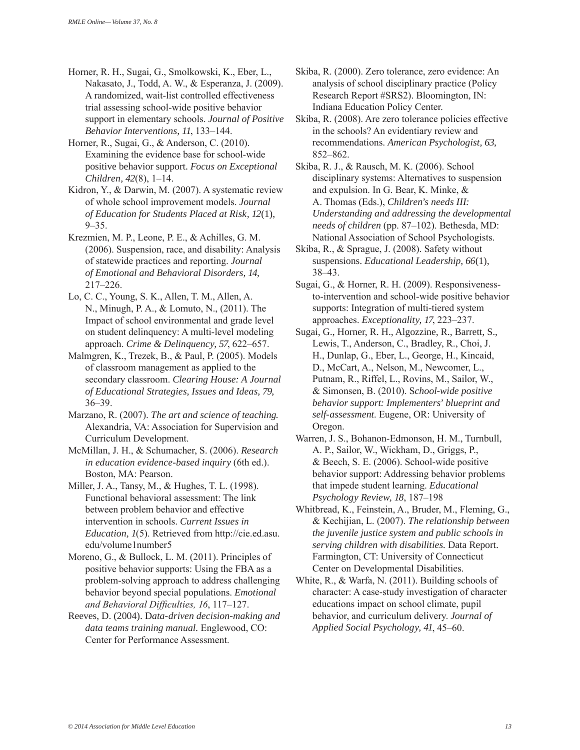Horner, R. H., Sugai, G., Smolkowski, K., Eber, L., Nakasato, J., Todd, A. W., & Esperanza, J. (2009). A randomized, wait-list controlled effectiveness trial assessing school-wide positive behavior support in elementary schools. *Journal of Positive Behavior Interventions, 11*, 133–144.

Horner, R., Sugai, G., & Anderson, C. (2010). Examining the evidence base for school-wide positive behavior support. *Focus on Exceptional Children, 42*(8), 1–14.

Kidron, Y., & Darwin, M. (2007). A systematic review of whole school improvement models. *Journal of Education for Students Placed at Risk, 12*(1), 9–35.

Krezmien, M. P., Leone, P. E., & Achilles, G. M. (2006). Suspension, race, and disability: Analysis of statewide practices and reporting. *Journal of Emotional and Behavioral Disorders, 14*, 217–226.

Lo, C. C., Young, S. K., Allen, T. M., Allen, A. N., Minugh, P. A., & Lomuto, N., (2011). The Impact of school environmental and grade level on student delinquency: A multi-level modeling approach. *Crime & Delinquency, 57*, 622–657.

Malmgren, K., Trezek, B., & Paul, P. (2005). Models of classroom management as applied to the secondary classroom. *Clearing House: A Journal of Educational Strategies, Issues and Ideas, 79*, 36–39.

Marzano, R. (2007). *The art and science of teaching.* Alexandria, VA: Association for Supervision and Curriculum Development.

McMillan, J. H., & Schumacher, S. (2006). *Research in education evidence-based inquiry* (6th ed.). Boston, MA: Pearson.

Miller, J. A., Tansy, M., & Hughes, T. L. (1998). Functional behavioral assessment: The link between problem behavior and effective intervention in schools. *Current Issues in Education, 1*(5). Retrieved from http://cie.ed.asu.edu/volume1number5

Moreno, G., & Bullock, L. M. (2011). Principles of positive behavior supports: Using the FBA as a problem-solving approach to address challenging behavior beyond special populations. *Emotional and Behavioral Difficulties, 16*, 117–127.

Reeves, D. (2004). *Data-driven decision-making and data teams training manual.* Englewood, CO: Center for Performance Assessment.

Skiba, R. (2000). Zero tolerance, zero evidence: An analysis of school disciplinary practice (Policy Research Report #SRS2). Bloomington, IN: Indiana Education Policy Center.

Skiba, R. (2008). Are zero tolerance policies effective in the schools? An evidentiary review and recommendations. *American Psychologist, 63*, 852–862.

Skiba, R. J., & Rausch, M. K. (2006). School disciplinary systems: Alternatives to suspension and expulsion. In G. Bear, K. Minke, & A. Thomas (Eds.), *Children's needs III: Understanding and addressing the developmental needs of children* (pp. 87–102). Bethesda, MD: National Association of School Psychologists.

Skiba, R., & Sprague, J. (2008). Safety without suspensions. *Educational Leadership, 66*(1), 38–43.

Sugai, G., & Horner, R. H. (2009). Responsiveness-to-intervention and school-wide positive behavior supports: Integration of multi-tiered system approaches. *Exceptionality, 17*, 223–237.

Sugai, G., Horner, R. H., Algozzine, R., Barrett, S., Lewis, T., Anderson, C., Bradley, R., Choi, J. H., Dunlap, G., Eber, L., George, H., Kincaid, D., McCart, A., Nelson, M., Newcomer, L., Putnam, R., Riffel, L., Rovins, M., Sailor, W., & Simonsen, B. (2010). *School-wide positive behavior support: Implementers' blueprint and self-assessment.* Eugene, OR: University of Oregon.

Warren, J. S., Bohanon-Edmonson, H. M., Turnbull, A. P., Sailor, W., Wickham, D., Griggs, P., & Beech, S. E. (2006). School-wide positive behavior support: Addressing behavior problems that impede student learning. *Educational Psychology Review, 18*, 187–198

Whitbread, K., Feinstein, A., Bruder, M., Fleming, G., & Kechijian, L. (2007). *The relationship between the juvenile justice system and public schools in serving children with disabilities.* Data Report. Farmington, CT: University of Connecticut Center on Developmental Disabilities.

White, R., & Warfa, N. (2011). Building schools of character: A case-study investigation of character educations impact on school climate, pupil behavior, and curriculum delivery. *Journal of Applied Social Psychology, 41*, 45–60.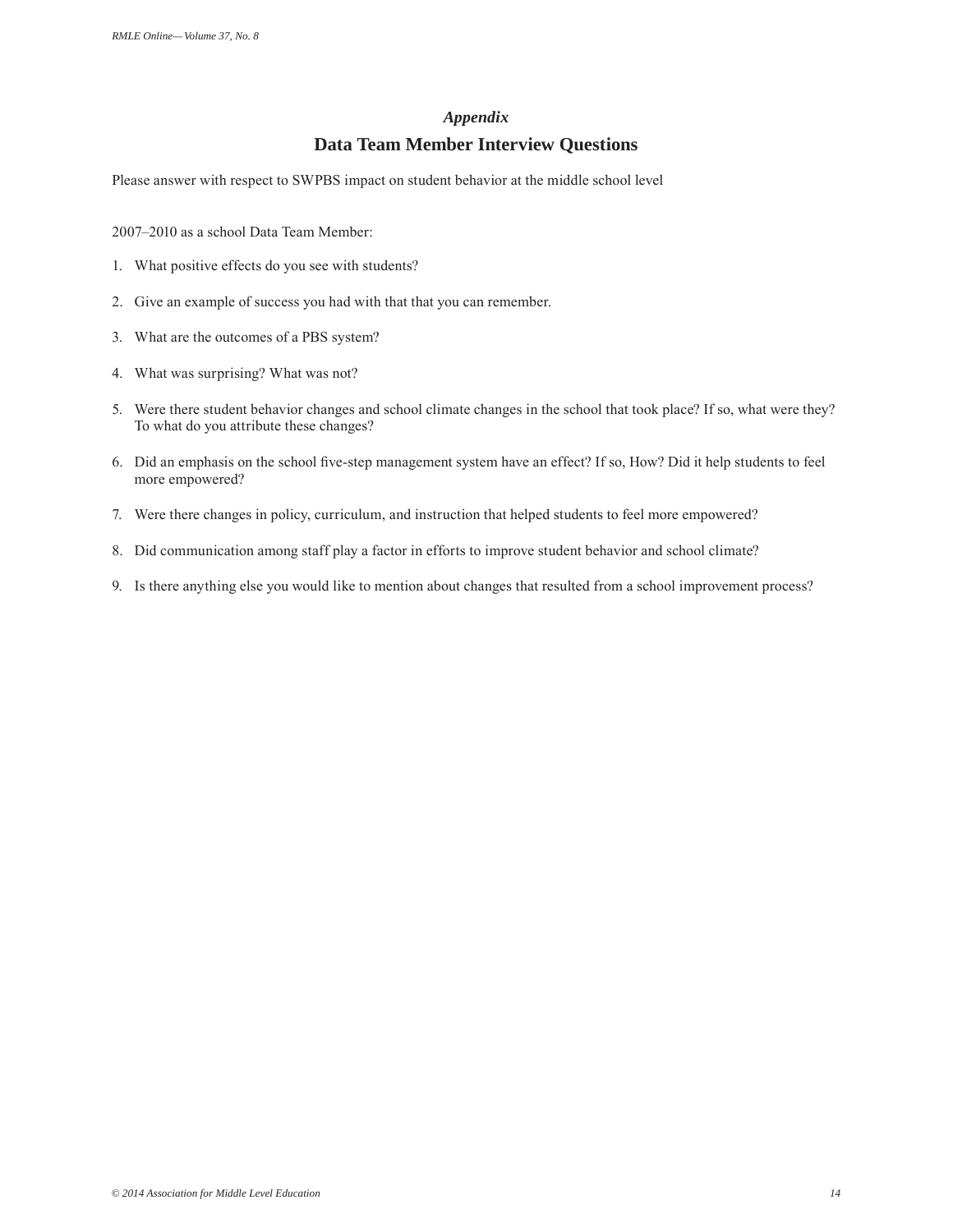*Appendix*

## Data Team Member Interview Questions

Please answer with respect to SWPBS impact on student behavior at the middle school level

2007–2010 as a school Data Team Member:

1. What positive effects do you see with students?
2. Give an example of success you had with that that you can remember.
3. What are the outcomes of a PBS system?
4. What was surprising? What was not?
5. Were there student behavior changes and school climate changes in the school that took place? If so, what were they? To what do you attribute these changes?
6. Did an emphasis on the school five-step management system have an effect? If so, How? Did it help students to feel more empowered?
7. Were there changes in policy, curriculum, and instruction that helped students to feel more empowered?
8. Did communication among staff play a factor in efforts to improve student behavior and school climate?
9. Is there anything else you would like to mention about changes that resulted from a school improvement process?